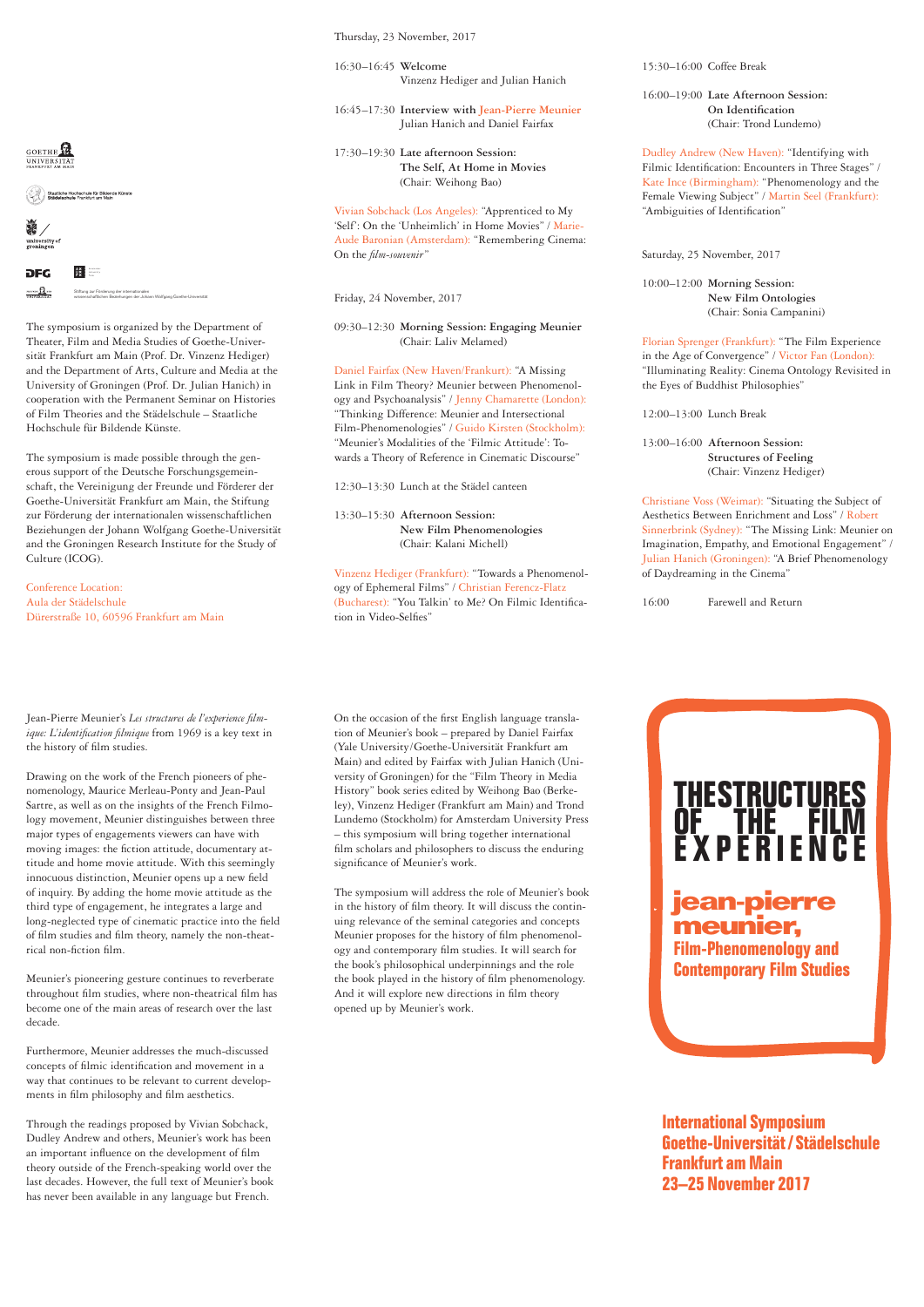# THE STRUCTURES OF THE FILM EXPERIENCE

## jean-pierre meunier, Film-Phenomenology and Contemporary Film Studies

**International Symposium**
**Goethe-Universität / Städelschule**
**Frankfurt am Main**
**23–25 November 2017**

Jean-Pierre Meunier's *Les structures de l'experience filmique: L'identification filmique* from 1969 is a key text in the history of film studies.

Drawing on the work of the French pioneers of phenomenology, Maurice Merleau-Ponty and Jean-Paul Sartre, as well as on the insights of the French Filmology movement, Meunier distinguishes between three major types of engagements viewers can have with moving images: the fiction attitude, documentary attitude and home movie attitude. With this seemingly innocuous distinction, Meunier opens up a new field of inquiry. By adding the home movie attitude as the third type of engagement, he integrates a large and long-neglected type of cinematic practice into the field of film studies and film theory, namely the non-theatrical non-fiction film.

Meunier's pioneering gesture continues to reverberate throughout film studies, where non-theatrical film has become one of the main areas of research over the last decade.

Furthermore, Meunier addresses the much-discussed concepts of filmic identification and movement in a way that continues to be relevant to current developments in film philosophy and film aesthetics.

Through the readings proposed by Vivian Sobchack, Dudley Andrew and others, Meunier's work has been an important influence on the development of film theory outside of the French-speaking world over the last decades. However, the full text of Meunier's book has never been available in any language but French.

On the occasion of the first English language translation of Meunier's book – prepared by Daniel Fairfax (Yale University/Goethe-Universität Frankfurt am Main) and edited by Fairfax with Julian Hanich (University of Groningen) for the "Film Theory in Media History" book series edited by Weihong Bao (Berkeley), Vinzenz Hediger (Frankfurt am Main) and Trond Lundemo (Stockholm) for Amsterdam University Press – this symposium will bring together international film scholars and philosophers to discuss the enduring significance of Meunier's work.

The symposium will address the role of Meunier's book in the history of film theory. It will discuss the continuing relevance of the seminal categories and concepts Meunier proposes for the history of film phenomenology and contemporary film studies. It will search for the book's philosophical underpinnings and the role the book played in the history of film phenomenology. And it will explore new directions in film theory opened up by Meunier's work.

---

Goethe Universität Frankfurt am Main · Staatliche Hochschule für Bildende Künste Städelschule Frankfurt am Main · university of groningen · DFG · Stiftung zur Förderung der internationalen wissenschaftlichen Beziehungen der Johann Wolfgang Goethe-Universität

The symposium is organized by the Department of Theater, Film and Media Studies of Goethe-Universität Frankfurt am Main (Prof. Dr. Vinzenz Hediger) and the Department of Arts, Culture and Media at the University of Groningen (Prof. Dr. Julian Hanich) in cooperation with the Permanent Seminar on Histories of Film Theories and the Städelschule – Staatliche Hochschule für Bildende Künste.

The symposium is made possible through the generous support of the Deutsche Forschungsgemeinschaft, the Vereinigung der Freunde und Förderer der Goethe-Universität Frankfurt am Main, the Stiftung zur Förderung der internationalen wissenschaftlichen Beziehungen der Johann Wolfgang Goethe-Universität and the Groningen Research Institute for the Study of Culture (ICOG).

Conference Location:
Aula der Städelschule
Dürerstraße 10, 60596 Frankfurt am Main

### Thursday, 23 November, 2017

16:30–16:45 **Welcome**
Vinzenz Hediger and Julian Hanich

16:45–17:30 **Interview with Jean-Pierre Meunier**
Julian Hanich and Daniel Fairfax

17:30–19:30 **Late afternoon Session: The Self, At Home in Movies**
(Chair: Weihong Bao)

Vivian Sobchack (Los Angeles): "Apprenticed to My 'Self': On the 'Unheimlich' in Home Movies" / Marie-Aude Baronian (Amsterdam): "Remembering Cinema: On the *film-souvenir*"

### Friday, 24 November, 2017

09:30–12:30 **Morning Session: Engaging Meunier**
(Chair: Laliv Melamed)

Daniel Fairfax (New Haven/Frankfurt): "A Missing Link in Film Theory? Meunier between Phenomenology and Psychoanalysis" / Jenny Chamarette (London): "Thinking Difference: Meunier and Intersectional Film-Phenomenologies" / Guido Kirsten (Stockholm): "Meunier's Modalities of the 'Filmic Attitude': Towards a Theory of Reference in Cinematic Discourse"

12:30–13:30 Lunch at the Städel canteen

13:30–15:30 **Afternoon Session: New Film Phenomenologies**
(Chair: Kalani Michell)

Vinzenz Hediger (Frankfurt): "Towards a Phenomenology of Ephemeral Films" / Christian Ferencz-Flatz (Bucharest): "You Talkin' to Me? On Filmic Identification in Video-Selfies"

15:30–16:00 Coffee Break

16:00–19:00 **Late Afternoon Session: On Identification**
(Chair: Trond Lundemo)

Dudley Andrew (New Haven): "Identifying with Filmic Identification: Encounters in Three Stages" / Kate Ince (Birmingham): "Phenomenology and the Female Viewing Subject" / Martin Seel (Frankfurt): "Ambiguities of Identification"

### Saturday, 25 November, 2017

10:00–12:00 **Morning Session: New Film Ontologies**
(Chair: Sonia Campanini)

Florian Sprenger (Frankfurt): "The Film Experience in the Age of Convergence" / Victor Fan (London): "Illuminating Reality: Cinema Ontology Revisited in the Eyes of Buddhist Philosophies"

12:00–13:00 Lunch Break

13:00–16:00 **Afternoon Session: Structures of Feeling**
(Chair: Vinzenz Hediger)

Christiane Voss (Weimar): "Situating the Subject of Aesthetics Between Enrichment and Loss" / Robert Sinnerbrink (Sydney): "The Missing Link: Meunier on Imagination, Empathy, and Emotional Engagement" / Julian Hanich (Groningen): "A Brief Phenomenology of Daydreaming in the Cinema"

16:00 Farewell and Return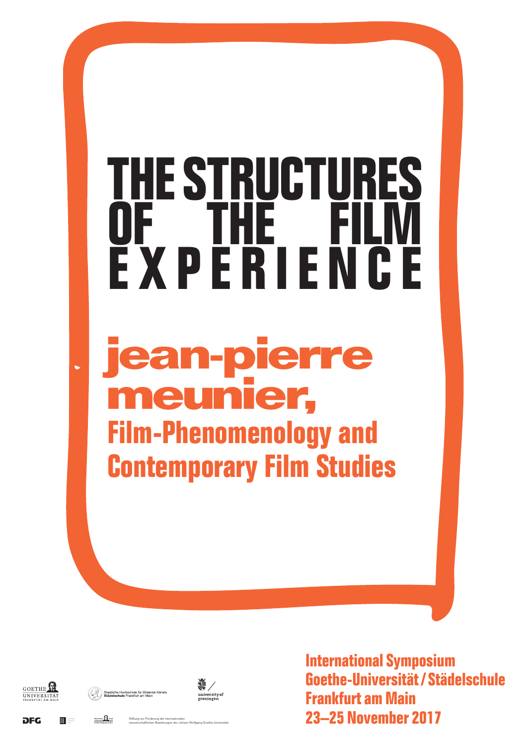# THE STRUCTURES OF THE FILM EXPERIENCE

## jean-pierre meunier,

## Film-Phenomenology and Contemporary Film Studies

**International Symposium**
**Goethe-Universität / Städelschule**
**Frankfurt am Main**
**23–25 November 2017**

GOETHE UNIVERSITÄT FRANKFURT AM MAIN

Staatliche Hochschule für Bildende Künste Städelschule Frankfurt am Main

university of groningen

DFG

FREUNDE UND FÖRDERER DER GOETHE UNIVERSITÄT

Stiftung zur Förderung der internationalen wissenschaftlichen Beziehungen der Johann Wolfgang Goethe-Universität